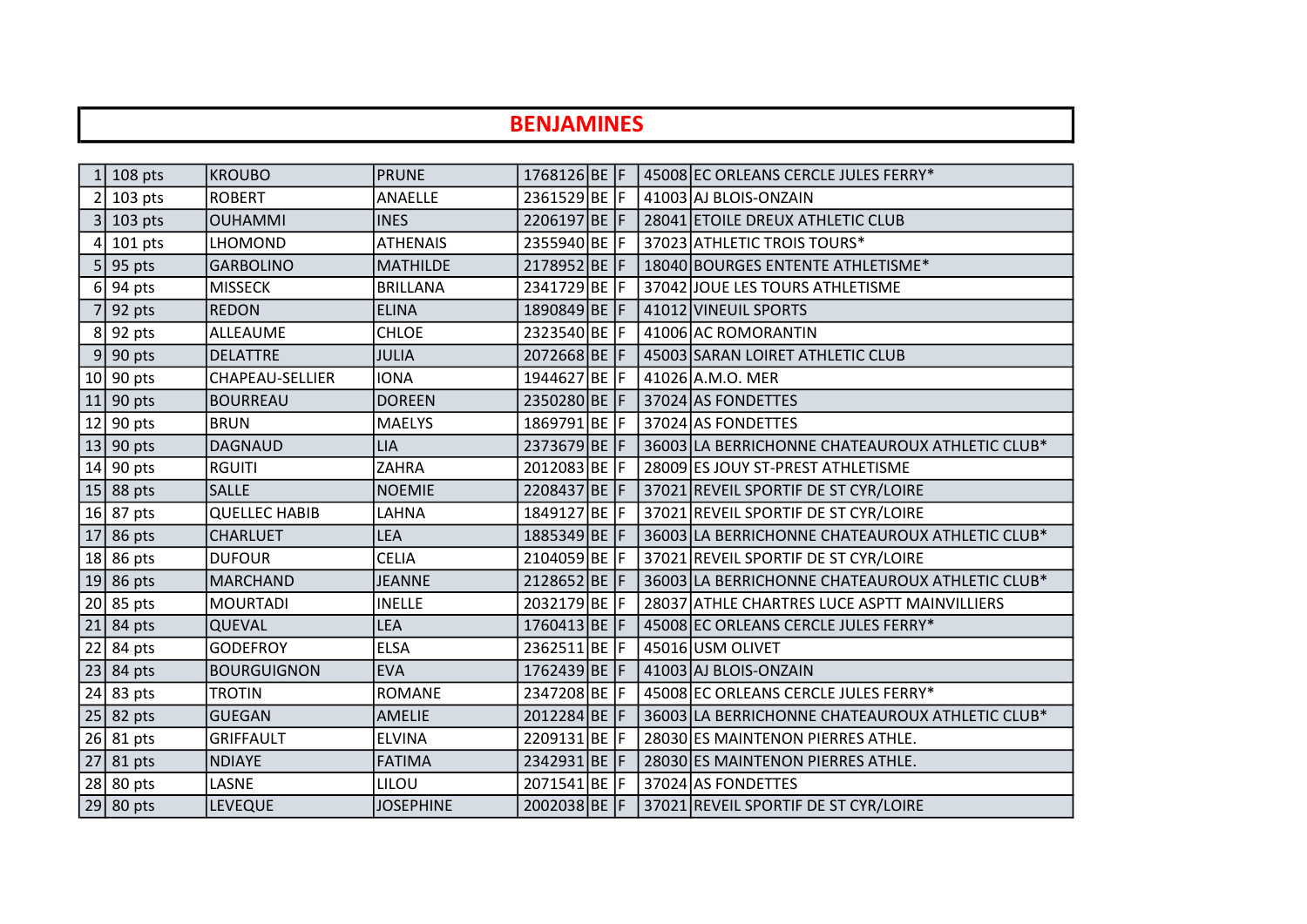# BENJAMINES

| | | | | | | | | |
|---|---|---|---|---|---|---|---|---|
| 1 | 108 pts | KROUBO | PRUNE | 1768126 | BE | F | 45008 | EC ORLEANS CERCLE JULES FERRY* |
| 2 | 103 pts | ROBERT | ANAELLE | 2361529 | BE | F | 41003 | AJ BLOIS-ONZAIN |
| 3 | 103 pts | OUHAMMI | INES | 2206197 | BE | F | 28041 | ETOILE DREUX ATHLETIC CLUB |
| 4 | 101 pts | LHOMOND | ATHENAIS | 2355940 | BE | F | 37023 | ATHLETIC TROIS TOURS* |
| 5 | 95 pts | GARBOLINO | MATHILDE | 2178952 | BE | F | 18040 | BOURGES ENTENTE ATHLETISME* |
| 6 | 94 pts | MISSECK | BRILLANA | 2341729 | BE | F | 37042 | JOUE LES TOURS ATHLETISME |
| 7 | 92 pts | REDON | ELINA | 1890849 | BE | F | 41012 | VINEUIL SPORTS |
| 8 | 92 pts | ALLEAUME | CHLOE | 2323540 | BE | F | 41006 | AC ROMORANTIN |
| 9 | 90 pts | DELATTRE | JULIA | 2072668 | BE | F | 45003 | SARAN LOIRET ATHLETIC CLUB |
| 10 | 90 pts | CHAPEAU-SELLIER | IONA | 1944627 | BE | F | 41026 | A.M.O. MER |
| 11 | 90 pts | BOURREAU | DOREEN | 2350280 | BE | F | 37024 | AS FONDETTES |
| 12 | 90 pts | BRUN | MAELYS | 1869791 | BE | F | 37024 | AS FONDETTES |
| 13 | 90 pts | DAGNAUD | LIA | 2373679 | BE | F | 36003 | LA BERRICHONNE CHATEAUROUX ATHLETIC CLUB* |
| 14 | 90 pts | RGUITI | ZAHRA | 2012083 | BE | F | 28009 | ES JOUY ST-PREST ATHLETISME |
| 15 | 88 pts | SALLE | NOEMIE | 2208437 | BE | F | 37021 | REVEIL SPORTIF DE ST CYR/LOIRE |
| 16 | 87 pts | QUELLEC HABIB | LAHNA | 1849127 | BE | F | 37021 | REVEIL SPORTIF DE ST CYR/LOIRE |
| 17 | 86 pts | CHARLUET | LEA | 1885349 | BE | F | 36003 | LA BERRICHONNE CHATEAUROUX ATHLETIC CLUB* |
| 18 | 86 pts | DUFOUR | CELIA | 2104059 | BE | F | 37021 | REVEIL SPORTIF DE ST CYR/LOIRE |
| 19 | 86 pts | MARCHAND | JEANNE | 2128652 | BE | F | 36003 | LA BERRICHONNE CHATEAUROUX ATHLETIC CLUB* |
| 20 | 85 pts | MOURTADI | INELLE | 2032179 | BE | F | 28037 | ATHLE CHARTRES LUCE ASPTT MAINVILLIERS |
| 21 | 84 pts | QUEVAL | LEA | 1760413 | BE | F | 45008 | EC ORLEANS CERCLE JULES FERRY* |
| 22 | 84 pts | GODEFROY | ELSA | 2362511 | BE | F | 45016 | USM OLIVET |
| 23 | 84 pts | BOURGUIGNON | EVA | 1762439 | BE | F | 41003 | AJ BLOIS-ONZAIN |
| 24 | 83 pts | TROTIN | ROMANE | 2347208 | BE | F | 45008 | EC ORLEANS CERCLE JULES FERRY* |
| 25 | 82 pts | GUEGAN | AMELIE | 2012284 | BE | F | 36003 | LA BERRICHONNE CHATEAUROUX ATHLETIC CLUB* |
| 26 | 81 pts | GRIFFAULT | ELVINA | 2209131 | BE | F | 28030 | ES MAINTENON PIERRES ATHLE. |
| 27 | 81 pts | NDIAYE | FATIMA | 2342931 | BE | F | 28030 | ES MAINTENON PIERRES ATHLE. |
| 28 | 80 pts | LASNE | LILOU | 2071541 | BE | F | 37024 | AS FONDETTES |
| 29 | 80 pts | LEVEQUE | JOSEPHINE | 2002038 | BE | F | 37021 | REVEIL SPORTIF DE ST CYR/LOIRE |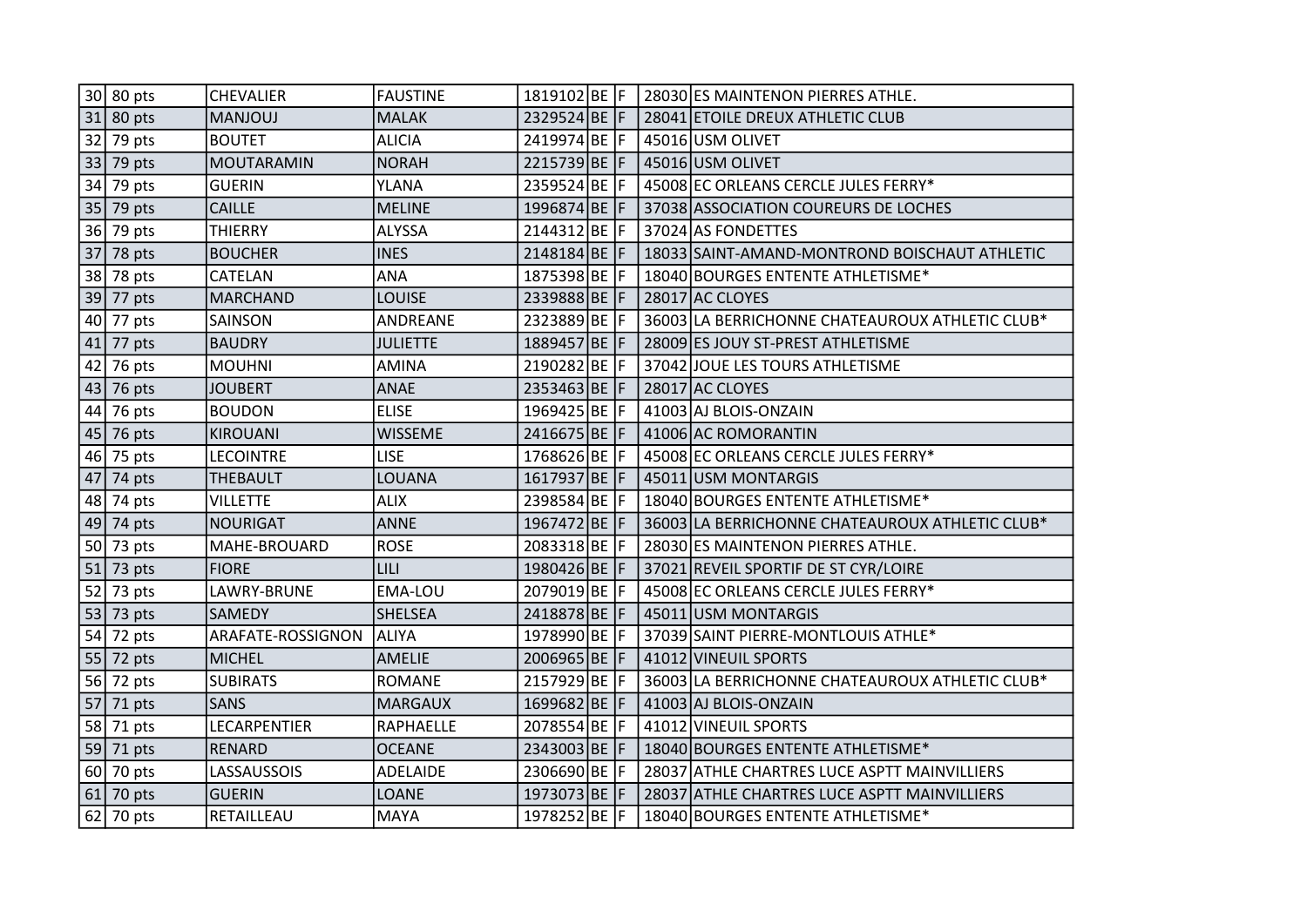| | | | | | | | |
|---|---|---|---|---|---|---|---|
| 30 | 80 pts | CHEVALIER | FAUSTINE | 1819102 | BE | F | 28030 | ES MAINTENON PIERRES ATHLE. |
| 31 | 80 pts | MANJOUJ | MALAK | 2329524 | BE | F | 28041 | ETOILE DREUX ATHLETIC CLUB |
| 32 | 79 pts | BOUTET | ALICIA | 2419974 | BE | F | 45016 | USM OLIVET |
| 33 | 79 pts | MOUTARAMIN | NORAH | 2215739 | BE | F | 45016 | USM OLIVET |
| 34 | 79 pts | GUERIN | YLANA | 2359524 | BE | F | 45008 | EC ORLEANS CERCLE JULES FERRY* |
| 35 | 79 pts | CAILLE | MELINE | 1996874 | BE | F | 37038 | ASSOCIATION COUREURS DE LOCHES |
| 36 | 79 pts | THIERRY | ALYSSA | 2144312 | BE | F | 37024 | AS FONDETTES |
| 37 | 78 pts | BOUCHER | INES | 2148184 | BE | F | 18033 | SAINT-AMAND-MONTROND BOISCHAUT ATHLETIC |
| 38 | 78 pts | CATELAN | ANA | 1875398 | BE | F | 18040 | BOURGES ENTENTE ATHLETISME* |
| 39 | 77 pts | MARCHAND | LOUISE | 2339888 | BE | F | 28017 | AC CLOYES |
| 40 | 77 pts | SAINSON | ANDREANE | 2323889 | BE | F | 36003 | LA BERRICHONNE CHATEAUROUX ATHLETIC CLUB* |
| 41 | 77 pts | BAUDRY | JULIETTE | 1889457 | BE | F | 28009 | ES JOUY ST-PREST ATHLETISME |
| 42 | 76 pts | MOUHNI | AMINA | 2190282 | BE | F | 37042 | JOUE LES TOURS ATHLETISME |
| 43 | 76 pts | JOUBERT | ANAE | 2353463 | BE | F | 28017 | AC CLOYES |
| 44 | 76 pts | BOUDON | ELISE | 1969425 | BE | F | 41003 | AJ BLOIS-ONZAIN |
| 45 | 76 pts | KIROUANI | WISSEME | 2416675 | BE | F | 41006 | AC ROMORANTIN |
| 46 | 75 pts | LECOINTRE | LISE | 1768626 | BE | F | 45008 | EC ORLEANS CERCLE JULES FERRY* |
| 47 | 74 pts | THEBAULT | LOUANA | 1617937 | BE | F | 45011 | USM MONTARGIS |
| 48 | 74 pts | VILLETTE | ALIX | 2398584 | BE | F | 18040 | BOURGES ENTENTE ATHLETISME* |
| 49 | 74 pts | NOURIGAT | ANNE | 1967472 | BE | F | 36003 | LA BERRICHONNE CHATEAUROUX ATHLETIC CLUB* |
| 50 | 73 pts | MAHE-BROUARD | ROSE | 2083318 | BE | F | 28030 | ES MAINTENON PIERRES ATHLE. |
| 51 | 73 pts | FIORE | LILI | 1980426 | BE | F | 37021 | REVEIL SPORTIF DE ST CYR/LOIRE |
| 52 | 73 pts | LAWRY-BRUNE | EMA-LOU | 2079019 | BE | F | 45008 | EC ORLEANS CERCLE JULES FERRY* |
| 53 | 73 pts | SAMEDY | SHELSEA | 2418878 | BE | F | 45011 | USM MONTARGIS |
| 54 | 72 pts | ARAFATE-ROSSIGNON | ALIYA | 1978990 | BE | F | 37039 | SAINT PIERRE-MONTLOUIS ATHLE* |
| 55 | 72 pts | MICHEL | AMELIE | 2006965 | BE | F | 41012 | VINEUIL SPORTS |
| 56 | 72 pts | SUBIRATS | ROMANE | 2157929 | BE | F | 36003 | LA BERRICHONNE CHATEAUROUX ATHLETIC CLUB* |
| 57 | 71 pts | SANS | MARGAUX | 1699682 | BE | F | 41003 | AJ BLOIS-ONZAIN |
| 58 | 71 pts | LECARPENTIER | RAPHAELLE | 2078554 | BE | F | 41012 | VINEUIL SPORTS |
| 59 | 71 pts | RENARD | OCEANE | 2343003 | BE | F | 18040 | BOURGES ENTENTE ATHLETISME* |
| 60 | 70 pts | LASSAUSSOIS | ADELAIDE | 2306690 | BE | F | 28037 | ATHLE CHARTRES LUCE ASPTT MAINVILLIERS |
| 61 | 70 pts | GUERIN | LOANE | 1973073 | BE | F | 28037 | ATHLE CHARTRES LUCE ASPTT MAINVILLIERS |
| 62 | 70 pts | RETAILLEAU | MAYA | 1978252 | BE | F | 18040 | BOURGES ENTENTE ATHLETISME* |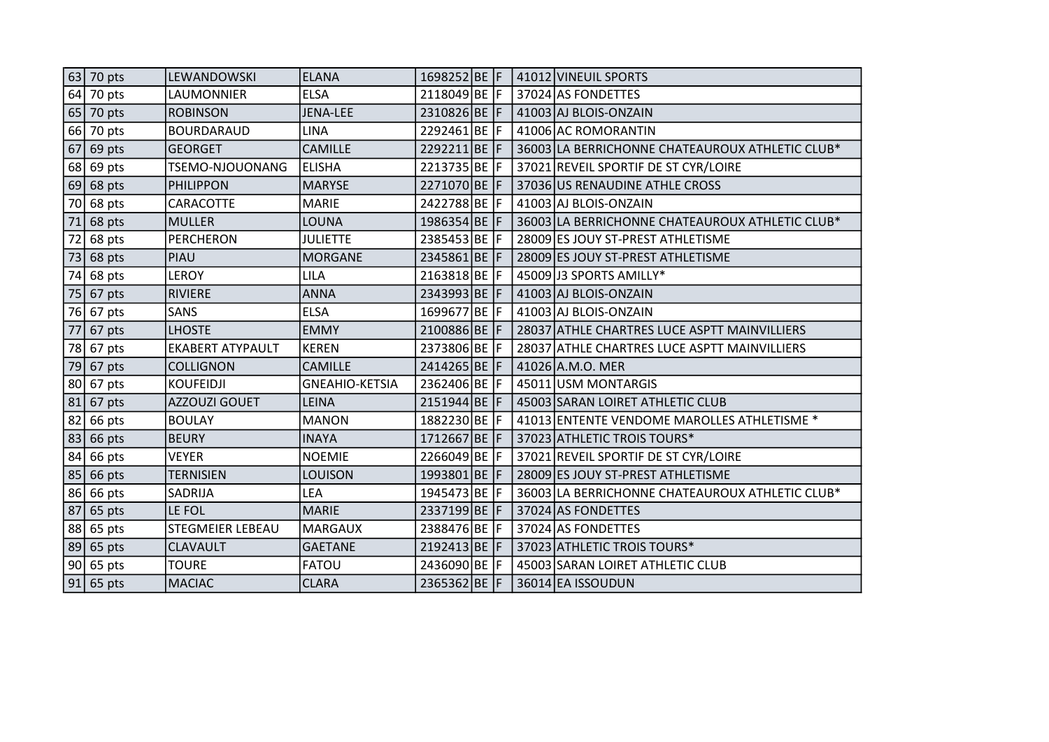| 63 | 70 pts | LEWANDOWSKI | ELANA | 1698252 | BE | F | 41012 | VINEUIL SPORTS |
|---|---|---|---|---|---|---|---|---|
| 64 | 70 pts | LAUMONNIER | ELSA | 2118049 | BE | F | 37024 | AS FONDETTES |
| 65 | 70 pts | ROBINSON | JENA-LEE | 2310826 | BE | F | 41003 | AJ BLOIS-ONZAIN |
| 66 | 70 pts | BOURDARAUD | LINA | 2292461 | BE | F | 41006 | AC ROMORANTIN |
| 67 | 69 pts | GEORGET | CAMILLE | 2292211 | BE | F | 36003 | LA BERRICHONNE CHATEAUROUX ATHLETIC CLUB* |
| 68 | 69 pts | TSEMO-NJOUONANG | ELISHA | 2213735 | BE | F | 37021 | REVEIL SPORTIF DE ST CYR/LOIRE |
| 69 | 68 pts | PHILIPPON | MARYSE | 2271070 | BE | F | 37036 | US RENAUDINE ATHLE CROSS |
| 70 | 68 pts | CARACOTTE | MARIE | 2422788 | BE | F | 41003 | AJ BLOIS-ONZAIN |
| 71 | 68 pts | MULLER | LOUNA | 1986354 | BE | F | 36003 | LA BERRICHONNE CHATEAUROUX ATHLETIC CLUB* |
| 72 | 68 pts | PERCHERON | JULIETTE | 2385453 | BE | F | 28009 | ES JOUY ST-PREST ATHLETISME |
| 73 | 68 pts | PIAU | MORGANE | 2345861 | BE | F | 28009 | ES JOUY ST-PREST ATHLETISME |
| 74 | 68 pts | LEROY | LILA | 2163818 | BE | F | 45009 | J3 SPORTS AMILLY* |
| 75 | 67 pts | RIVIERE | ANNA | 2343993 | BE | F | 41003 | AJ BLOIS-ONZAIN |
| 76 | 67 pts | SANS | ELSA | 1699677 | BE | F | 41003 | AJ BLOIS-ONZAIN |
| 77 | 67 pts | LHOSTE | EMMY | 2100886 | BE | F | 28037 | ATHLE CHARTRES LUCE ASPTT MAINVILLIERS |
| 78 | 67 pts | EKABERT ATYPAULT | KEREN | 2373806 | BE | F | 28037 | ATHLE CHARTRES LUCE ASPTT MAINVILLIERS |
| 79 | 67 pts | COLLIGNON | CAMILLE | 2414265 | BE | F | 41026 | A.M.O. MER |
| 80 | 67 pts | KOUFEIDJI | GNEAHIO-KETSIA | 2362406 | BE | F | 45011 | USM MONTARGIS |
| 81 | 67 pts | AZZOUZI GOUET | LEINA | 2151944 | BE | F | 45003 | SARAN LOIRET ATHLETIC CLUB |
| 82 | 66 pts | BOULAY | MANON | 1882230 | BE | F | 41013 | ENTENTE VENDOME MAROLLES ATHLETISME * |
| 83 | 66 pts | BEURY | INAYA | 1712667 | BE | F | 37023 | ATHLETIC TROIS TOURS* |
| 84 | 66 pts | VEYER | NOEMIE | 2266049 | BE | F | 37021 | REVEIL SPORTIF DE ST CYR/LOIRE |
| 85 | 66 pts | TERNISIEN | LOUISON | 1993801 | BE | F | 28009 | ES JOUY ST-PREST ATHLETISME |
| 86 | 66 pts | SADRIJA | LEA | 1945473 | BE | F | 36003 | LA BERRICHONNE CHATEAUROUX ATHLETIC CLUB* |
| 87 | 65 pts | LE FOL | MARIE | 2337199 | BE | F | 37024 | AS FONDETTES |
| 88 | 65 pts | STEGMEIER LEBEAU | MARGAUX | 2388476 | BE | F | 37024 | AS FONDETTES |
| 89 | 65 pts | CLAVAULT | GAETANE | 2192413 | BE | F | 37023 | ATHLETIC TROIS TOURS* |
| 90 | 65 pts | TOURE | FATOU | 2436090 | BE | F | 45003 | SARAN LOIRET ATHLETIC CLUB |
| 91 | 65 pts | MACIAC | CLARA | 2365362 | BE | F | 36014 | EA ISSOUDUN |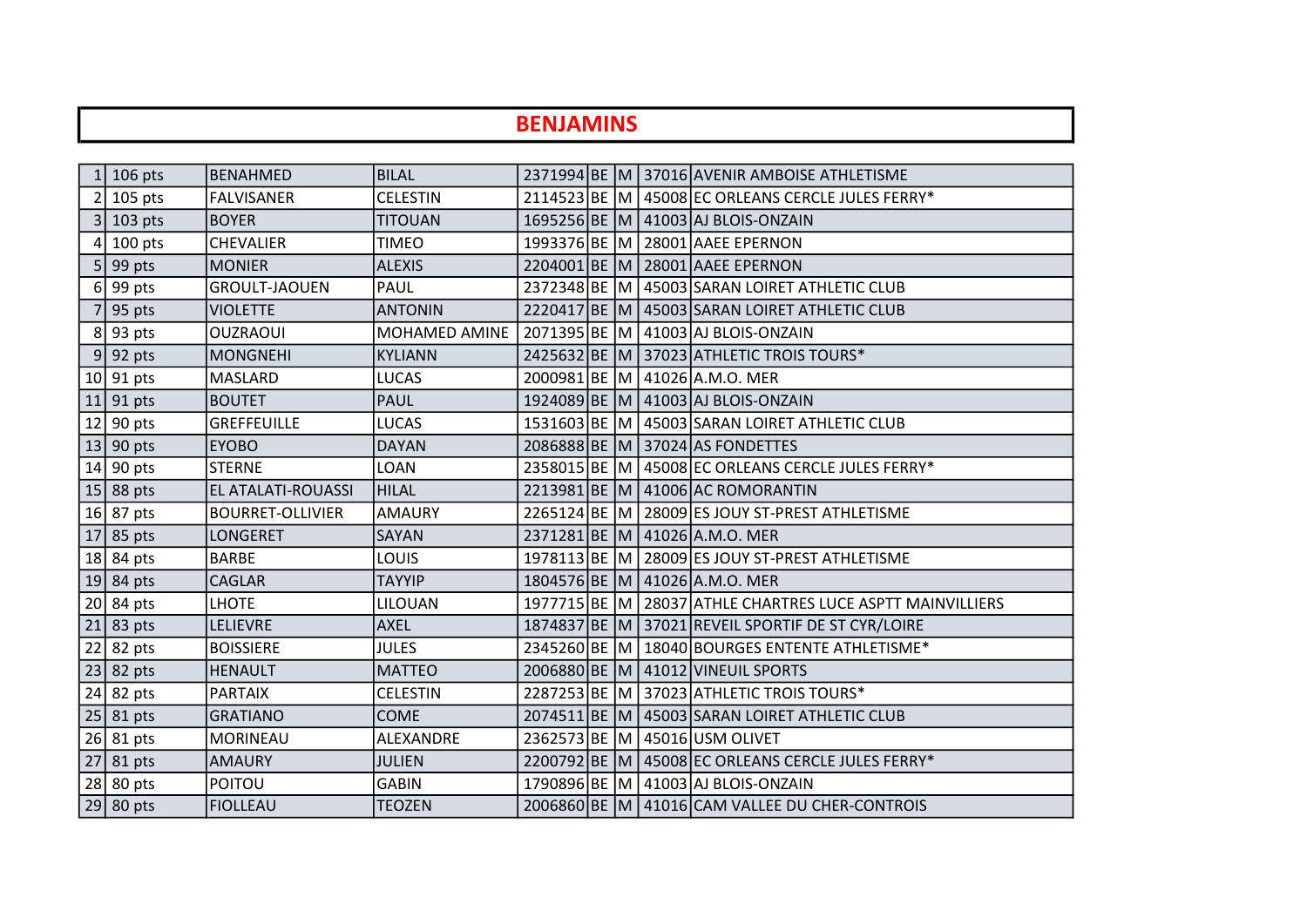# BENJAMINS

| | | | | | | | | |
|---|---|---|---|---|---|---|---|---|
| 1 | 106 pts | BENAHMED | BILAL | 2371994 | BE | M | 37016 | AVENIR AMBOISE ATHLETISME |
| 2 | 105 pts | FALVISANER | CELESTIN | 2114523 | BE | M | 45008 | EC ORLEANS CERCLE JULES FERRY* |
| 3 | 103 pts | BOYER | TITOUAN | 1695256 | BE | M | 41003 | AJ BLOIS-ONZAIN |
| 4 | 100 pts | CHEVALIER | TIMEO | 1993376 | BE | M | 28001 | AAEE EPERNON |
| 5 | 99 pts | MONIER | ALEXIS | 2204001 | BE | M | 28001 | AAEE EPERNON |
| 6 | 99 pts | GROULT-JAOUEN | PAUL | 2372348 | BE | M | 45003 | SARAN LOIRET ATHLETIC CLUB |
| 7 | 95 pts | VIOLETTE | ANTONIN | 2220417 | BE | M | 45003 | SARAN LOIRET ATHLETIC CLUB |
| 8 | 93 pts | OUZRAOUI | MOHAMED AMINE | 2071395 | BE | M | 41003 | AJ BLOIS-ONZAIN |
| 9 | 92 pts | MONGNEHI | KYLIANN | 2425632 | BE | M | 37023 | ATHLETIC TROIS TOURS* |
| 10 | 91 pts | MASLARD | LUCAS | 2000981 | BE | M | 41026 | A.M.O. MER |
| 11 | 91 pts | BOUTET | PAUL | 1924089 | BE | M | 41003 | AJ BLOIS-ONZAIN |
| 12 | 90 pts | GREFFEUILLE | LUCAS | 1531603 | BE | M | 45003 | SARAN LOIRET ATHLETIC CLUB |
| 13 | 90 pts | EYOBO | DAYAN | 2086888 | BE | M | 37024 | AS FONDETTES |
| 14 | 90 pts | STERNE | LOAN | 2358015 | BE | M | 45008 | EC ORLEANS CERCLE JULES FERRY* |
| 15 | 88 pts | EL ATALATI-ROUASSI | HILAL | 2213981 | BE | M | 41006 | AC ROMORANTIN |
| 16 | 87 pts | BOURRET-OLLIVIER | AMAURY | 2265124 | BE | M | 28009 | ES JOUY ST-PREST ATHLETISME |
| 17 | 85 pts | LONGERET | SAYAN | 2371281 | BE | M | 41026 | A.M.O. MER |
| 18 | 84 pts | BARBE | LOUIS | 1978113 | BE | M | 28009 | ES JOUY ST-PREST ATHLETISME |
| 19 | 84 pts | CAGLAR | TAYYIP | 1804576 | BE | M | 41026 | A.M.O. MER |
| 20 | 84 pts | LHOTE | LILOUAN | 1977715 | BE | M | 28037 | ATHLE CHARTRES LUCE ASPTT MAINVILLIERS |
| 21 | 83 pts | LELIEVRE | AXEL | 1874837 | BE | M | 37021 | REVEIL SPORTIF DE ST CYR/LOIRE |
| 22 | 82 pts | BOISSIERE | JULES | 2345260 | BE | M | 18040 | BOURGES ENTENTE ATHLETISME* |
| 23 | 82 pts | HENAULT | MATTEO | 2006880 | BE | M | 41012 | VINEUIL SPORTS |
| 24 | 82 pts | PARTAIX | CELESTIN | 2287253 | BE | M | 37023 | ATHLETIC TROIS TOURS* |
| 25 | 81 pts | GRATIANO | COME | 2074511 | BE | M | 45003 | SARAN LOIRET ATHLETIC CLUB |
| 26 | 81 pts | MORINEAU | ALEXANDRE | 2362573 | BE | M | 45016 | USM OLIVET |
| 27 | 81 pts | AMAURY | JULIEN | 2200792 | BE | M | 45008 | EC ORLEANS CERCLE JULES FERRY* |
| 28 | 80 pts | POITOU | GABIN | 1790896 | BE | M | 41003 | AJ BLOIS-ONZAIN |
| 29 | 80 pts | FIOLLEAU | TEOZEN | 2006860 | BE | M | 41016 | CAM VALLEE DU CHER-CONTROIS |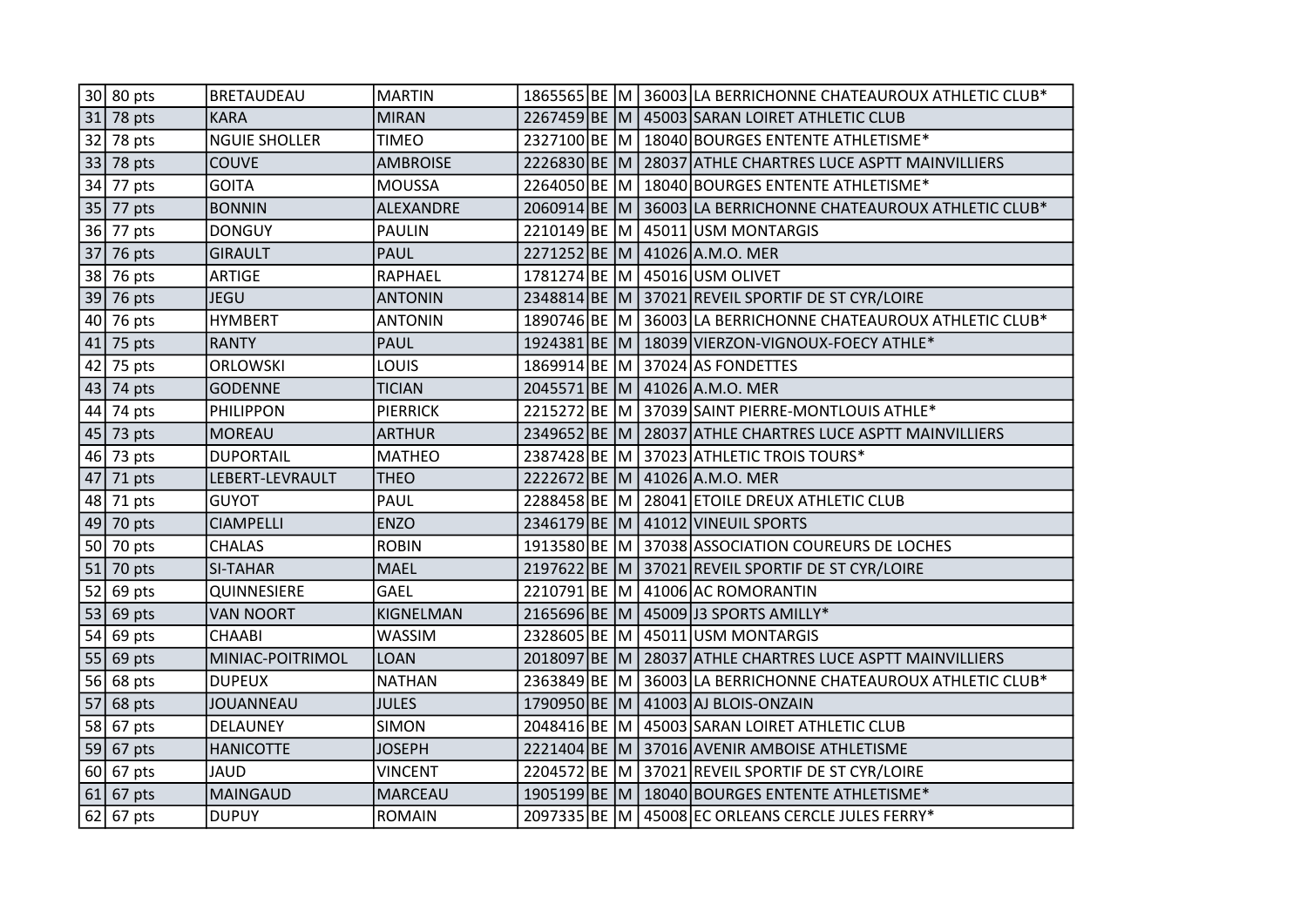| 30 | 80 pts | BRETAUDEAU | MARTIN | 1865565 | BE | M | 36003 | LA BERRICHONNE CHATEAUROUX ATHLETIC CLUB* |
|---|---|---|---|---|---|---|---|---|
| 31 | 78 pts | KARA | MIRAN | 2267459 | BE | M | 45003 | SARAN LOIRET ATHLETIC CLUB |
| 32 | 78 pts | NGUIE SHOLLER | TIMEO | 2327100 | BE | M | 18040 | BOURGES ENTENTE ATHLETISME* |
| 33 | 78 pts | COUVE | AMBROISE | 2226830 | BE | M | 28037 | ATHLE CHARTRES LUCE ASPTT MAINVILLIERS |
| 34 | 77 pts | GOITA | MOUSSA | 2264050 | BE | M | 18040 | BOURGES ENTENTE ATHLETISME* |
| 35 | 77 pts | BONNIN | ALEXANDRE | 2060914 | BE | M | 36003 | LA BERRICHONNE CHATEAUROUX ATHLETIC CLUB* |
| 36 | 77 pts | DONGUY | PAULIN | 2210149 | BE | M | 45011 | USM MONTARGIS |
| 37 | 76 pts | GIRAULT | PAUL | 2271252 | BE | M | 41026 | A.M.O. MER |
| 38 | 76 pts | ARTIGE | RAPHAEL | 1781274 | BE | M | 45016 | USM OLIVET |
| 39 | 76 pts | JEGU | ANTONIN | 2348814 | BE | M | 37021 | REVEIL SPORTIF DE ST CYR/LOIRE |
| 40 | 76 pts | HYMBERT | ANTONIN | 1890746 | BE | M | 36003 | LA BERRICHONNE CHATEAUROUX ATHLETIC CLUB* |
| 41 | 75 pts | RANTY | PAUL | 1924381 | BE | M | 18039 | VIERZON-VIGNOUX-FOECY ATHLE* |
| 42 | 75 pts | ORLOWSKI | LOUIS | 1869914 | BE | M | 37024 | AS FONDETTES |
| 43 | 74 pts | GODENNE | TICIAN | 2045571 | BE | M | 41026 | A.M.O. MER |
| 44 | 74 pts | PHILIPPON | PIERRICK | 2215272 | BE | M | 37039 | SAINT PIERRE-MONTLOUIS ATHLE* |
| 45 | 73 pts | MOREAU | ARTHUR | 2349652 | BE | M | 28037 | ATHLE CHARTRES LUCE ASPTT MAINVILLIERS |
| 46 | 73 pts | DUPORTAIL | MATHEO | 2387428 | BE | M | 37023 | ATHLETIC TROIS TOURS* |
| 47 | 71 pts | LEBERT-LEVRAULT | THEO | 2222672 | BE | M | 41026 | A.M.O. MER |
| 48 | 71 pts | GUYOT | PAUL | 2288458 | BE | M | 28041 | ETOILE DREUX ATHLETIC CLUB |
| 49 | 70 pts | CIAMPELLI | ENZO | 2346179 | BE | M | 41012 | VINEUIL SPORTS |
| 50 | 70 pts | CHALAS | ROBIN | 1913580 | BE | M | 37038 | ASSOCIATION COUREURS DE LOCHES |
| 51 | 70 pts | SI-TAHAR | MAEL | 2197622 | BE | M | 37021 | REVEIL SPORTIF DE ST CYR/LOIRE |
| 52 | 69 pts | QUINNESIERE | GAEL | 2210791 | BE | M | 41006 | AC ROMORANTIN |
| 53 | 69 pts | VAN NOORT | KIGNELMAN | 2165696 | BE | M | 45009 | J3 SPORTS AMILLY* |
| 54 | 69 pts | CHAABI | WASSIM | 2328605 | BE | M | 45011 | USM MONTARGIS |
| 55 | 69 pts | MINIAC-POITRIMOL | LOAN | 2018097 | BE | M | 28037 | ATHLE CHARTRES LUCE ASPTT MAINVILLIERS |
| 56 | 68 pts | DUPEUX | NATHAN | 2363849 | BE | M | 36003 | LA BERRICHONNE CHATEAUROUX ATHLETIC CLUB* |
| 57 | 68 pts | JOUANNEAU | JULES | 1790950 | BE | M | 41003 | AJ BLOIS-ONZAIN |
| 58 | 67 pts | DELAUNEY | SIMON | 2048416 | BE | M | 45003 | SARAN LOIRET ATHLETIC CLUB |
| 59 | 67 pts | HANICOTTE | JOSEPH | 2221404 | BE | M | 37016 | AVENIR AMBOISE ATHLETISME |
| 60 | 67 pts | JAUD | VINCENT | 2204572 | BE | M | 37021 | REVEIL SPORTIF DE ST CYR/LOIRE |
| 61 | 67 pts | MAINGAUD | MARCEAU | 1905199 | BE | M | 18040 | BOURGES ENTENTE ATHLETISME* |
| 62 | 67 pts | DUPUY | ROMAIN | 2097335 | BE | M | 45008 | EC ORLEANS CERCLE JULES FERRY* |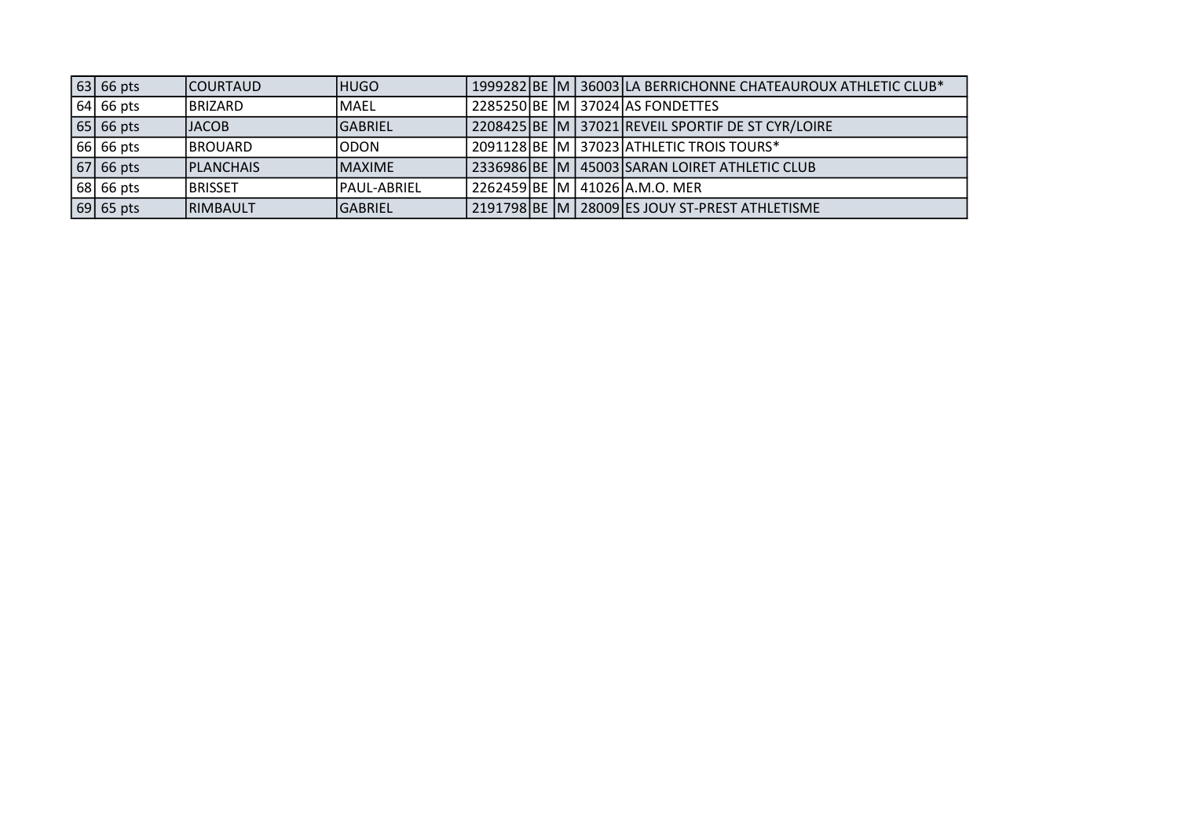| | | | | | | | | |
|---|---|---|---|---|---|---|---|---|
| 63 | 66 pts | COURTAUD | HUGO | 1999282 | BE | M | 36003 | LA BERRICHONNE CHATEAUROUX ATHLETIC CLUB* |
| 64 | 66 pts | BRIZARD | MAEL | 2285250 | BE | M | 37024 | AS FONDETTES |
| 65 | 66 pts | JACOB | GABRIEL | 2208425 | BE | M | 37021 | REVEIL SPORTIF DE ST CYR/LOIRE |
| 66 | 66 pts | BROUARD | ODON | 2091128 | BE | M | 37023 | ATHLETIC TROIS TOURS* |
| 67 | 66 pts | PLANCHAIS | MAXIME | 2336986 | BE | M | 45003 | SARAN LOIRET ATHLETIC CLUB |
| 68 | 66 pts | BRISSET | PAUL-ABRIEL | 2262459 | BE | M | 41026 | A.M.O. MER |
| 69 | 65 pts | RIMBAULT | GABRIEL | 2191798 | BE | M | 28009 | ES JOUY ST-PREST ATHLETISME |